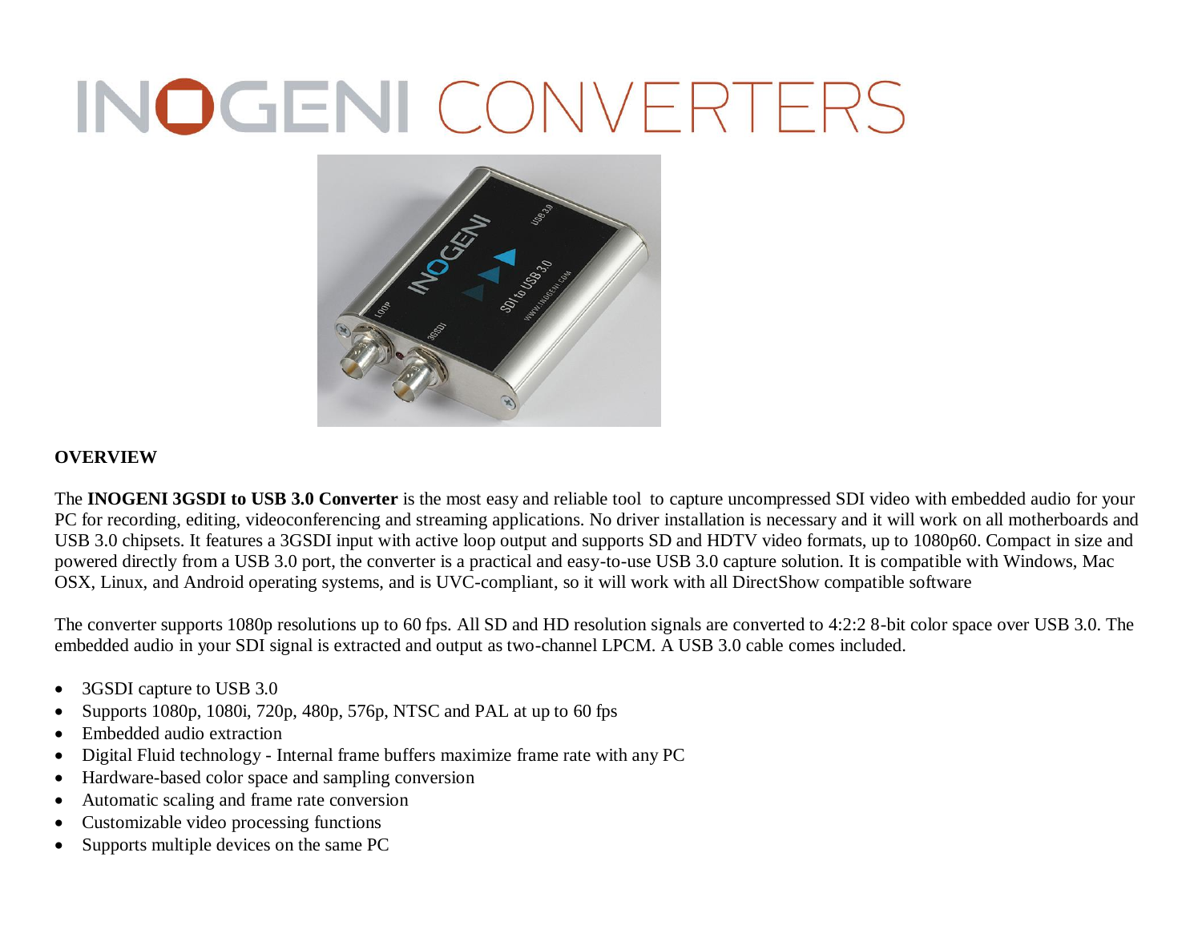# INOGENI CONVERTERS

**OVERVIEW**

The **INOGENI 3GSDI to USB 3.0 Converter** is the most easy and reliable tool to capture uncompressed SDI video with embedded audio for your PC for recording, editing, videoconferencing and streaming applications. No driver installation is necessary and it will work on all motherboards and USB 3.0 chipsets. It features a 3GSDI input with active loop output and supports SD and HDTV video formats, up to 1080p60. Compact in size and powered directly from a USB 3.0 port, the converter is a practical and easy-to-use USB 3.0 capture solution. It is compatible with Windows, Mac OSX, Linux, and Android operating systems, and is UVC-compliant, so it will work with all DirectShow compatible software

The converter supports 1080p resolutions up to 60 fps. All SD and HD resolution signals are converted to 4:2:2 8-bit color space over USB 3.0. The embedded audio in your SDI signal is extracted and output as two-channel LPCM. A USB 3.0 cable comes included.

- 3GSDI capture to USB 3.0
- Supports 1080p, 1080i, 720p, 480p, 576p, NTSC and PAL at up to 60 fps
- Embedded audio extraction
- Digital Fluid technology - Internal frame buffers maximize frame rate with any PC
- Hardware-based color space and sampling conversion
- Automatic scaling and frame rate conversion
- Customizable video processing functions
- Supports multiple devices on the same PC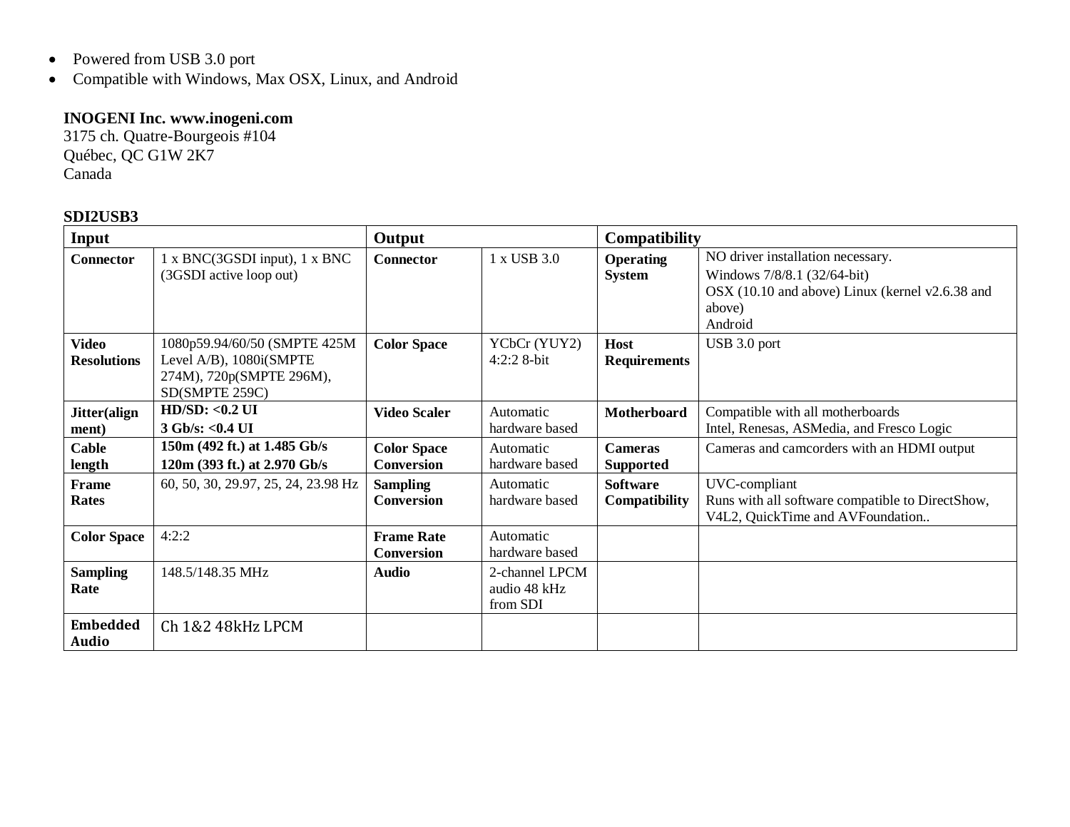- Powered from USB 3.0 port
- Compatible with Windows, Max OSX, Linux, and Android

**INOGENI Inc. www.inogeni.com**
3175 ch. Quatre-Bourgeois #104
Québec, QC G1W 2K7
Canada

**SDI2USB3**

| **Input** | | **Output** | | **Compatibility** | |
|---|---|---|---|---|---|
| **Connector** | 1 x BNC(3GSDI input), 1 x BNC (3GSDI active loop out) | **Connector** | 1 x USB 3.0 | **Operating System** | NO driver installation necessary. Windows 7/8/8.1 (32/64-bit) OSX (10.10 and above) Linux (kernel v2.6.38 and above) Android |
| **Video Resolutions** | 1080p59.94/60/50 (SMPTE 425M Level A/B), 1080i(SMPTE 274M), 720p(SMPTE 296M), SD(SMPTE 259C) | **Color Space** | YCbCr (YUY2) 4:2:2 8-bit | **Host Requirements** | USB 3.0 port |
| **Jitter(alignment)** | **HD/SD: <0.2 UI** **3 Gb/s: <0.4 UI** | **Video Scaler** | Automatic hardware based | **Motherboard** | Compatible with all motherboards Intel, Renesas, ASMedia, and Fresco Logic |
| **Cable length** | **150m (492 ft.) at 1.485 Gb/s** **120m (393 ft.) at 2.970 Gb/s** | **Color Space Conversion** | Automatic hardware based | **Cameras Supported** | Cameras and camcorders with an HDMI output |
| **Frame Rates** | 60, 50, 30, 29.97, 25, 24, 23.98 Hz | **Sampling Conversion** | Automatic hardware based | **Software Compatibility** | UVC-compliant Runs with all software compatible to DirectShow, V4L2, QuickTime and AVFoundation.. |
| **Color Space** | 4:2:2 | **Frame Rate Conversion** | Automatic hardware based | | |
| **Sampling Rate** | 148.5/148.35 MHz | **Audio** | 2-channel LPCM audio 48 kHz from SDI | | |
| **Embedded Audio** | Ch 1&2 48kHz LPCM | | | | |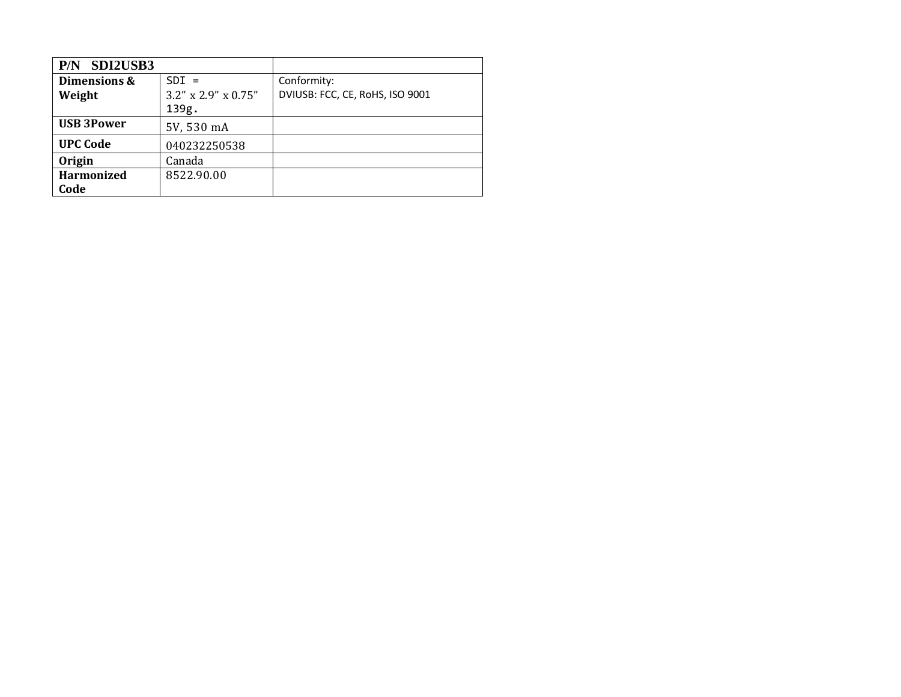| P/N SDI2USB3 | | |
|---|---|---|
| Dimensions & Weight | SDI = 3.2" x 2.9" x 0.75" 139g. | Conformity: DVIUSB: FCC, CE, RoHS, ISO 9001 |
| USB 3Power | 5V, 530 mA | |
| UPC Code | 040232250538 | |
| Origin | Canada | |
| Harmonized Code | 8522.90.00 | |